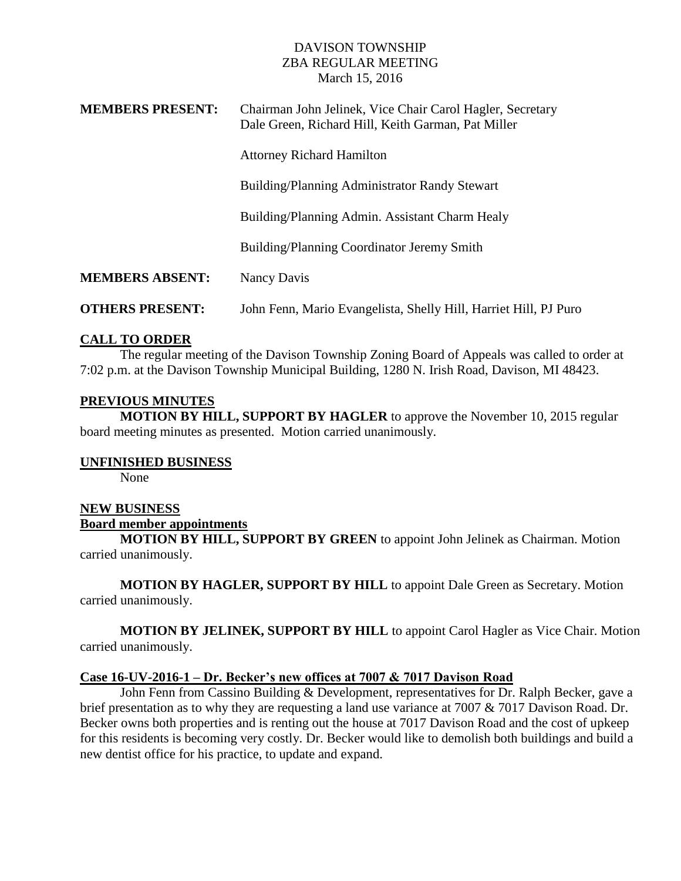# DAVISON TOWNSHIP
## ZBA REGULAR MEETING
### March 15, 2016

**MEMBERS PRESENT:** Chairman John Jelinek, Vice Chair Carol Hagler, Secretary Dale Green, Richard Hill, Keith Garman, Pat Miller

Attorney Richard Hamilton

Building/Planning Administrator Randy Stewart

Building/Planning Admin. Assistant Charm Healy

Building/Planning Coordinator Jeremy Smith

**MEMBERS ABSENT:** Nancy Davis

**OTHERS PRESENT:** John Fenn, Mario Evangelista, Shelly Hill, Harriet Hill, PJ Puro

## CALL TO ORDER

The regular meeting of the Davison Township Zoning Board of Appeals was called to order at 7:02 p.m. at the Davison Township Municipal Building, 1280 N. Irish Road, Davison, MI 48423.

## PREVIOUS MINUTES

**MOTION BY HILL, SUPPORT BY HAGLER** to approve the November 10, 2015 regular board meeting minutes as presented. Motion carried unanimously.

## UNFINISHED BUSINESS

None

## NEW BUSINESS

### Board member appointments

**MOTION BY HILL, SUPPORT BY GREEN** to appoint John Jelinek as Chairman. Motion carried unanimously.

**MOTION BY HAGLER, SUPPORT BY HILL** to appoint Dale Green as Secretary. Motion carried unanimously.

**MOTION BY JELINEK, SUPPORT BY HILL** to appoint Carol Hagler as Vice Chair. Motion carried unanimously.

### Case 16-UV-2016-1 – Dr. Becker's new offices at 7007 & 7017 Davison Road

John Fenn from Cassino Building & Development, representatives for Dr. Ralph Becker, gave a brief presentation as to why they are requesting a land use variance at 7007 & 7017 Davison Road. Dr. Becker owns both properties and is renting out the house at 7017 Davison Road and the cost of upkeep for this residents is becoming very costly. Dr. Becker would like to demolish both buildings and build a new dentist office for his practice, to update and expand.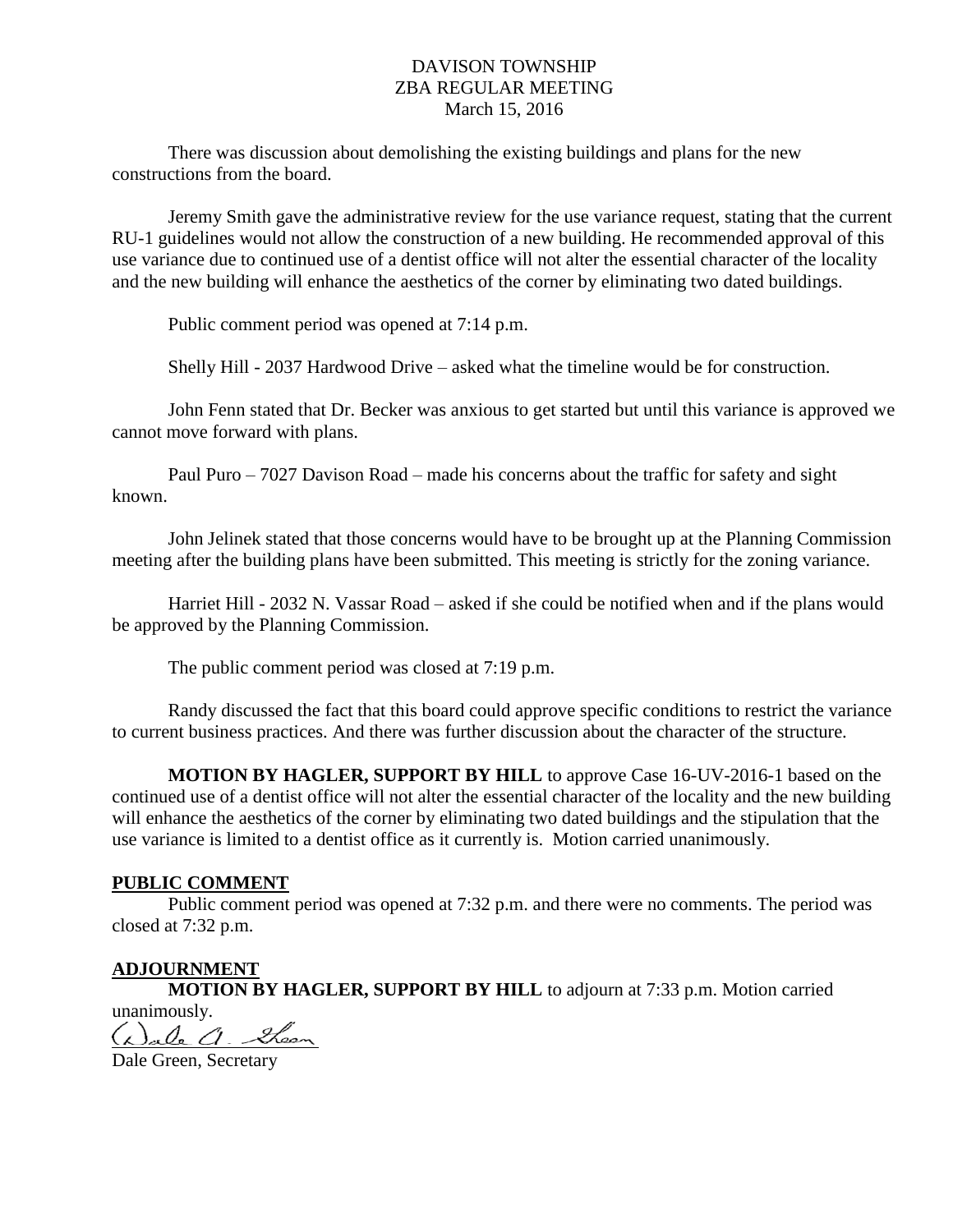DAVISON TOWNSHIP
ZBA REGULAR MEETING
March 15, 2016

There was discussion about demolishing the existing buildings and plans for the new constructions from the board.

Jeremy Smith gave the administrative review for the use variance request, stating that the current RU-1 guidelines would not allow the construction of a new building. He recommended approval of this use variance due to continued use of a dentist office will not alter the essential character of the locality and the new building will enhance the aesthetics of the corner by eliminating two dated buildings.

Public comment period was opened at 7:14 p.m.

Shelly Hill - 2037 Hardwood Drive – asked what the timeline would be for construction.

John Fenn stated that Dr. Becker was anxious to get started but until this variance is approved we cannot move forward with plans.

Paul Puro – 7027 Davison Road – made his concerns about the traffic for safety and sight known.

John Jelinek stated that those concerns would have to be brought up at the Planning Commission meeting after the building plans have been submitted. This meeting is strictly for the zoning variance.

Harriet Hill - 2032 N. Vassar Road – asked if she could be notified when and if the plans would be approved by the Planning Commission.

The public comment period was closed at 7:19 p.m.

Randy discussed the fact that this board could approve specific conditions to restrict the variance to current business practices. And there was further discussion about the character of the structure.

**MOTION BY HAGLER, SUPPORT BY HILL** to approve Case 16-UV-2016-1 based on the continued use of a dentist office will not alter the essential character of the locality and the new building will enhance the aesthetics of the corner by eliminating two dated buildings and the stipulation that the use variance is limited to a dentist office as it currently is. Motion carried unanimously.

**PUBLIC COMMENT**

Public comment period was opened at 7:32 p.m. and there were no comments. The period was closed at 7:32 p.m.

**ADJOURNMENT**

**MOTION BY HAGLER, SUPPORT BY HILL** to adjourn at 7:33 p.m. Motion carried unanimously.

Dale A. Green

Dale Green, Secretary